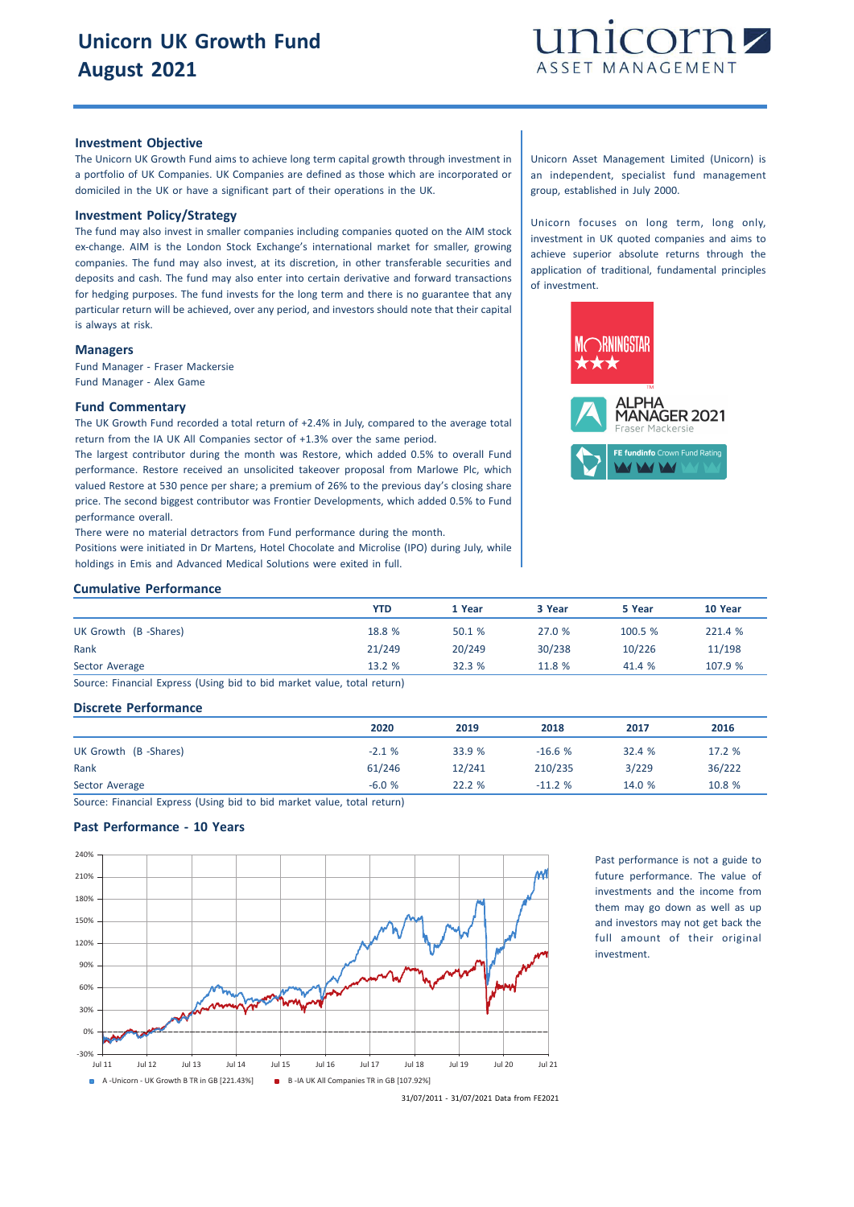# Unicorn UK Growth Fund
# August 2021

unicorn ASSET MANAGEMENT

## Investment Objective

The Unicorn UK Growth Fund aims to achieve long term capital growth through investment in a portfolio of UK Companies. UK Companies are defined as those which are incorporated or domiciled in the UK or have a significant part of their operations in the UK.

## Investment Policy/Strategy

The fund may also invest in smaller companies including companies quoted on the AIM stock ex-change. AIM is the London Stock Exchange's international market for smaller, growing companies. The fund may also invest, at its discretion, in other transferable securities and deposits and cash. The fund may also enter into certain derivative and forward transactions for hedging purposes. The fund invests for the long term and there is no guarantee that any particular return will be achieved, over any period, and investors should note that their capital is always at risk.

## Managers

Fund Manager - Fraser Mackersie
Fund Manager - Alex Game

## Fund Commentary

The UK Growth Fund recorded a total return of +2.4% in July, compared to the average total return from the IA UK All Companies sector of +1.3% over the same period.

The largest contributor during the month was Restore, which added 0.5% to overall Fund performance. Restore received an unsolicited takeover proposal from Marlowe Plc, which valued Restore at 530 pence per share; a premium of 26% to the previous day's closing share price. The second biggest contributor was Frontier Developments, which added 0.5% to Fund performance overall.

There were no material detractors from Fund performance during the month.

Positions were initiated in Dr Martens, Hotel Chocolate and Microlise (IPO) during July, while holdings in Emis and Advanced Medical Solutions were exited in full.

Unicorn Asset Management Limited (Unicorn) is an independent, specialist fund management group, established in July 2000.

Unicorn focuses on long term, long only, investment in UK quoted companies and aims to achieve superior absolute returns through the application of traditional, fundamental principles of investment.

MORNINGSTAR ★★★

ALPHA MANAGER 2021 Fraser Mackersie

FE fundinfo Crown Fund Rating

## Cumulative Performance

| | YTD | 1 Year | 3 Year | 5 Year | 10 Year |
|---|---|---|---|---|---|
| UK Growth (B -Shares) | 18.8 % | 50.1 % | 27.0 % | 100.5 % | 221.4 % |
| Rank | 21/249 | 20/249 | 30/238 | 10/226 | 11/198 |
| Sector Average | 13.2 % | 32.3 % | 11.8 % | 41.4 % | 107.9 % |

Source: Financial Express (Using bid to bid market value, total return)

## Discrete Performance

| | 2020 | 2019 | 2018 | 2017 | 2016 |
|---|---|---|---|---|---|
| UK Growth (B -Shares) | -2.1 % | 33.9 % | -16.6 % | 32.4 % | 17.2 % |
| Rank | 61/246 | 12/241 | 210/235 | 3/229 | 36/222 |
| Sector Average | -6.0 % | 22.2 % | -11.2 % | 14.0 % | 10.8 % |

Source: Financial Express (Using bid to bid market value, total return)

## Past Performance - 10 Years

A -Unicorn - UK Growth B TR in GB [221.43%]
B -IA UK All Companies TR in GB [107.92%]

31/07/2011 - 31/07/2021 Data from FE2021

Past performance is not a guide to future performance. The value of investments and the income from them may go down as well as up and investors may not get back the full amount of their original investment.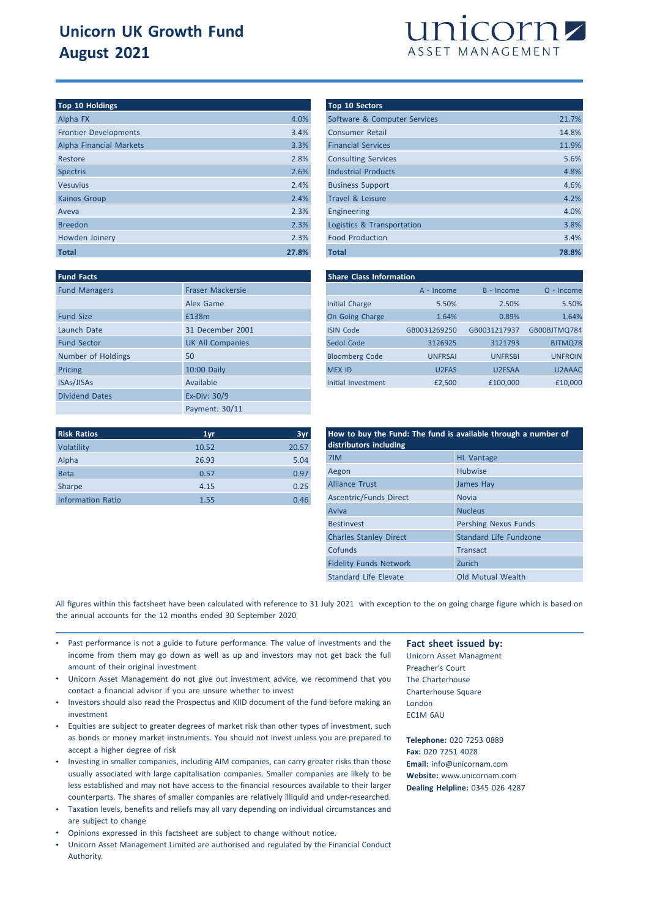# Unicorn UK Growth Fund
# August 2021

unicorn ASSET MANAGEMENT

| Top 10 Holdings | |
|---|---|
| Alpha FX | 4.0% |
| Frontier Developments | 3.4% |
| Alpha Financial Markets | 3.3% |
| Restore | 2.8% |
| Spectris | 2.6% |
| Vesuvius | 2.4% |
| Kainos Group | 2.4% |
| Aveva | 2.3% |
| Breedon | 2.3% |
| Howden Joinery | 2.3% |
| **Total** | **27.8%** |

| Top 10 Sectors | |
|---|---|
| Software & Computer Services | 21.7% |
| Consumer Retail | 14.8% |
| Financial Services | 11.9% |
| Consulting Services | 5.6% |
| Industrial Products | 4.8% |
| Business Support | 4.6% |
| Travel & Leisure | 4.2% |
| Engineering | 4.0% |
| Logistics & Transportation | 3.8% |
| Food Production | 3.4% |
| **Total** | **78.8%** |

| Fund Facts | |
|---|---|
| Fund Managers | Fraser Mackersie |
| | Alex Game |
| Fund Size | £138m |
| Launch Date | 31 December 2001 |
| Fund Sector | UK All Companies |
| Number of Holdings | 50 |
| Pricing | 10:00 Daily |
| ISAs/JISAs | Available |
| Dividend Dates | Ex-Div: 30/9 |
| | Payment: 30/11 |

| Share Class Information | A - Income | B - Income | O - Income |
|---|---|---|---|
| Initial Charge | 5.50% | 2.50% | 5.50% |
| On Going Charge | 1.64% | 0.89% | 1.64% |
| ISIN Code | GB0031269250 | GB0031217937 | GB00BJTMQ784 |
| Sedol Code | 3126925 | 3121793 | BJTMQ78 |
| Bloomberg Code | UNFRSAI | UNFRSBI | UNFROIN |
| MEX ID | U2FAS | U2FSAA | U2AAAC |
| Initial Investment | £2,500 | £100,000 | £10,000 |

| Risk Ratios | 1yr | 3yr |
|---|---|---|
| Volatility | 10.52 | 20.57 |
| Alpha | 26.93 | 5.04 |
| Beta | 0.57 | 0.97 |
| Sharpe | 4.15 | 0.25 |
| Information Ratio | 1.55 | 0.46 |

| How to buy the Fund: The fund is available through a number of distributors including | |
|---|---|
| 7IM | HL Vantage |
| Aegon | Hubwise |
| Alliance Trust | James Hay |
| Ascentric/Funds Direct | Novia |
| Aviva | Nucleus |
| Bestinvest | Pershing Nexus Funds |
| Charles Stanley Direct | Standard Life Fundzone |
| Cofunds | Transact |
| Fidelity Funds Network | Zurich |
| Standard Life Elevate | Old Mutual Wealth |

All figures within this factsheet have been calculated with reference to 31 July 2021 with exception to the on going charge figure which is based on the annual accounts for the 12 months ended 30 September 2020

- Past performance is not a guide to future performance. The value of investments and the income from them may go down as well as up and investors may not get back the full amount of their original investment
- Unicorn Asset Management do not give out investment advice, we recommend that you contact a financial advisor if you are unsure whether to invest
- Investors should also read the Prospectus and KIID document of the fund before making an investment
- Equities are subject to greater degrees of market risk than other types of investment, such as bonds or money market instruments. You should not invest unless you are prepared to accept a higher degree of risk
- Investing in smaller companies, including AIM companies, can carry greater risks than those usually associated with large capitalisation companies. Smaller companies are likely to be less established and may not have access to the financial resources available to their larger counterparts. The shares of smaller companies are relatively illiquid and under-researched.
- Taxation levels, benefits and reliefs may all vary depending on individual circumstances and are subject to change
- Opinions expressed in this factsheet are subject to change without notice.
- Unicorn Asset Management Limited are authorised and regulated by the Financial Conduct Authority.

**Fact sheet issued by:**
Unicorn Asset Managment
Preacher's Court
The Charterhouse
Charterhouse Square
London
EC1M 6AU

**Telephone:** 020 7253 0889
**Fax:** 020 7251 4028
**Email:** info@unicornam.com
**Website:** www.unicornam.com
**Dealing Helpline:** 0345 026 4287